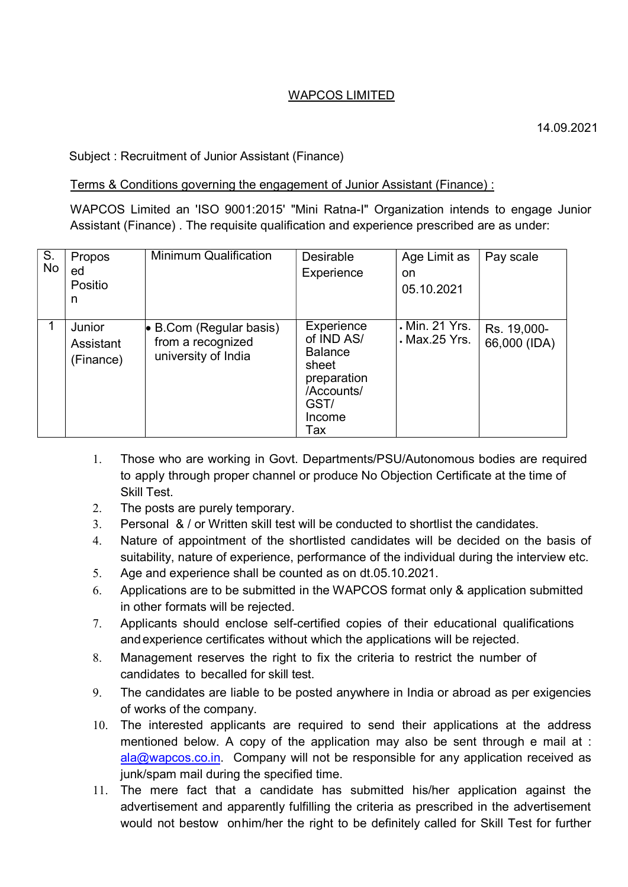# WAPCOS LIMITED

14.09.2021

Subject : Recruitment of Junior Assistant (Finance)

Terms & Conditions governing the engagement of Junior Assistant (Finance) :

WAPCOS Limited an 'ISO 9001:2015' "Mini Ratna-I" Organization intends to engage Junior Assistant (Finance) . The requisite qualification and experience prescribed are as under:

| S. No | Proposed Position | Minimum Qualification | Desirable Experience | Age Limit as on 05.10.2021 | Pay scale |
|---|---|---|---|---|---|
| 1 | Junior Assistant (Finance) | • B.Com (Regular basis) from a recognized university of India | Experience of IND AS/ Balance sheet preparation /Accounts/ GST/ Income Tax | • Min. 21 Yrs.<br>• Max.25 Yrs. | Rs. 19,000-66,000 (IDA) |

1. Those who are working in Govt. Departments/PSU/Autonomous bodies are required to apply through proper channel or produce No Objection Certificate at the time of Skill Test.
2. The posts are purely temporary.
3. Personal & / or Written skill test will be conducted to shortlist the candidates.
4. Nature of appointment of the shortlisted candidates will be decided on the basis of suitability, nature of experience, performance of the individual during the interview etc.
5. Age and experience shall be counted as on dt.05.10.2021.
6. Applications are to be submitted in the WAPCOS format only & application submitted in other formats will be rejected.
7. Applicants should enclose self-certified copies of their educational qualifications and experience certificates without which the applications will be rejected.
8. Management reserves the right to fix the criteria to restrict the number of candidates to becalled for skill test.
9. The candidates are liable to be posted anywhere in India or abroad as per exigencies of works of the company.
10. The interested applicants are required to send their applications at the address mentioned below. A copy of the application may also be sent through e mail at : ala@wapcos.co.in. Company will not be responsible for any application received as junk/spam mail during the specified time.
11. The mere fact that a candidate has submitted his/her application against the advertisement and apparently fulfilling the criteria as prescribed in the advertisement would not bestow onhim/her the right to be definitely called for Skill Test for further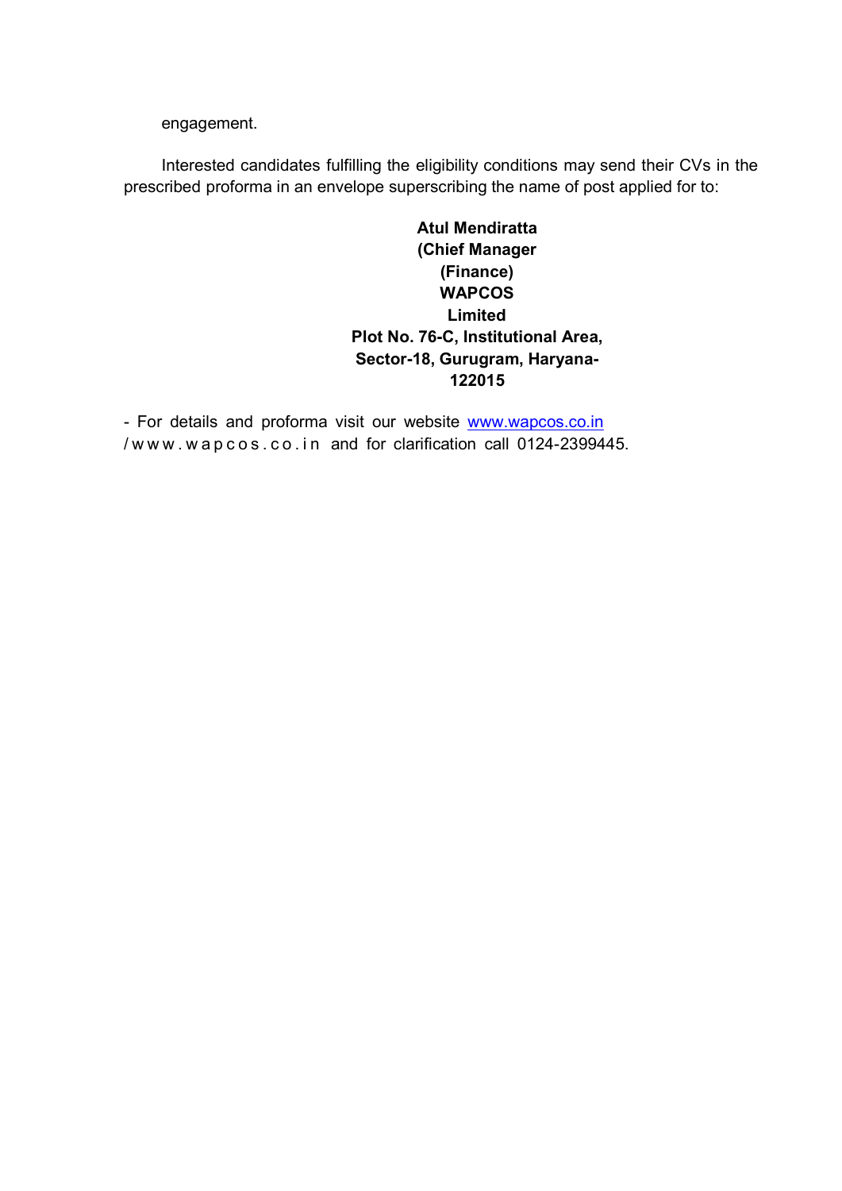engagement.

Interested candidates fulfilling the eligibility conditions may send their CVs in the prescribed proforma in an envelope superscribing the name of post applied for to:

**Atul Mendiratta**
**(Chief Manager**
**(Finance)**
**WAPCOS**
**Limited**
**Plot No. 76-C, Institutional Area,**
**Sector-18, Gurugram, Haryana-**
**122015**

- For details and proforma visit our website www.wapcos.co.in /www.wapcos.co.in and for clarification call 0124-2399445.